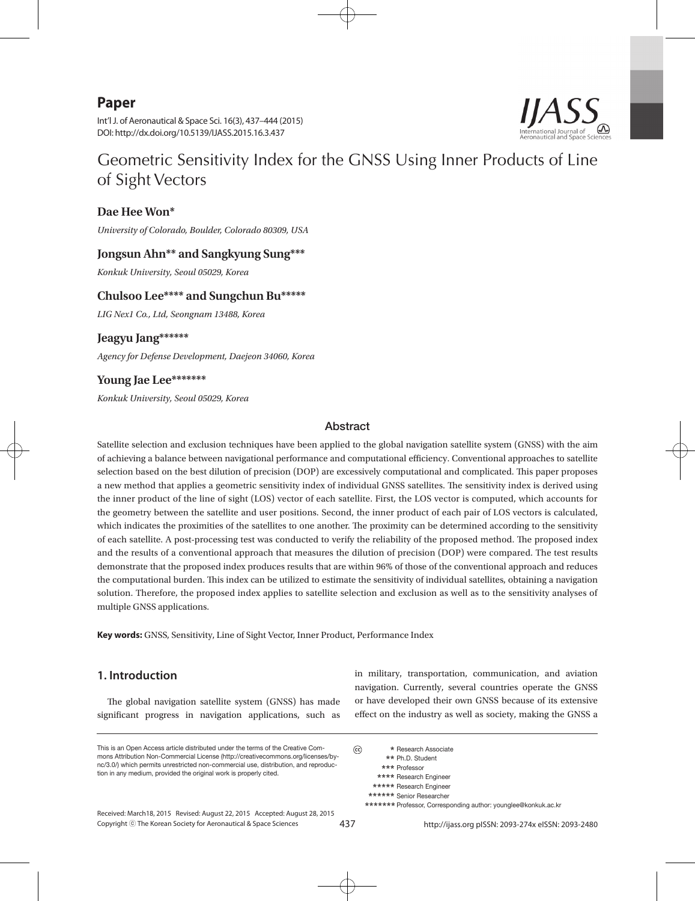# Paper

Int'l J. of Aeronautical & Space Sci. 16(3), 437–444 (2015)
DOI: http://dx.doi.org/10.5139/IJASS.2015.16.3.437

# Geometric Sensitivity Index for the GNSS Using Inner Products of Line of Sight Vectors

**Dae Hee Won***

*University of Colorado, Boulder, Colorado 80309, USA*

**Jongsun Ahn** and Sangkyung Sung*****

*Konkuk University, Seoul 05029, Korea*

**Chulsoo Lee**** and Sungchun Bu*******

*LIG Nex1 Co., Ltd, Seongnam 13488, Korea*

**Jeagyu Jang*******

*Agency for Defense Development, Daejeon 34060, Korea*

**Young Jae Lee*********

*Konkuk University, Seoul 05029, Korea*

## Abstract

Satellite selection and exclusion techniques have been applied to the global navigation satellite system (GNSS) with the aim of achieving a balance between navigational performance and computational efficiency. Conventional approaches to satellite selection based on the best dilution of precision (DOP) are excessively computational and complicated. This paper proposes a new method that applies a geometric sensitivity index of individual GNSS satellites. The sensitivity index is derived using the inner product of the line of sight (LOS) vector of each satellite. First, the LOS vector is computed, which accounts for the geometry between the satellite and user positions. Second, the inner product of each pair of LOS vectors is calculated, which indicates the proximities of the satellites to one another. The proximity can be determined according to the sensitivity of each satellite. A post-processing test was conducted to verify the reliability of the proposed method. The proposed index and the results of a conventional approach that measures the dilution of precision (DOP) were compared. The test results demonstrate that the proposed index produces results that are within 96% of those of the conventional approach and reduces the computational burden. This index can be utilized to estimate the sensitivity of individual satellites, obtaining a navigation solution. Therefore, the proposed index applies to satellite selection and exclusion as well as to the sensitivity analyses of multiple GNSS applications.

**Key words:** GNSS, Sensitivity, Line of Sight Vector, Inner Product, Performance Index

## 1. Introduction

The global navigation satellite system (GNSS) has made significant progress in navigation applications, such as in military, transportation, communication, and aviation navigation. Currently, several countries operate the GNSS or have developed their own GNSS because of its extensive effect on the industry as well as society, making the GNSS a

---

This is an Open Access article distributed under the terms of the Creative Commons Attribution Non-Commercial License (http://creativecommons.org/licenses/by-nc/3.0/) which permits unrestricted non-commercial use, distribution, and reproduction in any medium, provided the original work is properly cited.

\* Research Associate
\*\* Ph.D. Student
\*\*\* Professor
\*\*\*\* Research Engineer
\*\*\*\*\* Research Engineer
\*\*\*\*\*\* Senior Researcher
\*\*\*\*\*\*\* Professor, Corresponding author: younglee@konkuk.ac.kr

Received: March18, 2015 Revised: August 22, 2015 Accepted: August 28, 2015
Copyright ⓒ The Korean Society for Aeronautical & Space Sciences

http://ijass.org pISSN: 2093-274x eISSN: 2093-2480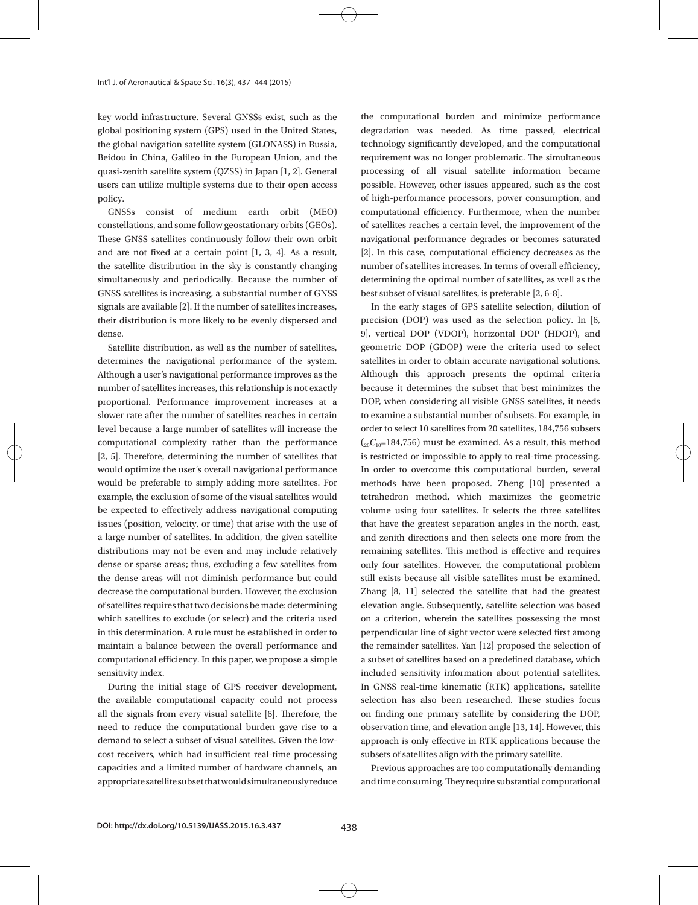key world infrastructure. Several GNSSs exist, such as the global positioning system (GPS) used in the United States, the global navigation satellite system (GLONASS) in Russia, Beidou in China, Galileo in the European Union, and the quasi-zenith satellite system (QZSS) in Japan [1, 2]. General users can utilize multiple systems due to their open access policy.

GNSSs consist of medium earth orbit (MEO) constellations, and some follow geostationary orbits (GEOs). These GNSS satellites continuously follow their own orbit and are not fixed at a certain point [1, 3, 4]. As a result, the satellite distribution in the sky is constantly changing simultaneously and periodically. Because the number of GNSS satellites is increasing, a substantial number of GNSS signals are available [2]. If the number of satellites increases, their distribution is more likely to be evenly dispersed and dense.

Satellite distribution, as well as the number of satellites, determines the navigational performance of the system. Although a user's navigational performance improves as the number of satellites increases, this relationship is not exactly proportional. Performance improvement increases at a slower rate after the number of satellites reaches in certain level because a large number of satellites will increase the computational complexity rather than the performance [2, 5]. Therefore, determining the number of satellites that would optimize the user's overall navigational performance would be preferable to simply adding more satellites. For example, the exclusion of some of the visual satellites would be expected to effectively address navigational computing issues (position, velocity, or time) that arise with the use of a large number of satellites. In addition, the given satellite distributions may not be even and may include relatively dense or sparse areas; thus, excluding a few satellites from the dense areas will not diminish performance but could decrease the computational burden. However, the exclusion of satellites requires that two decisions be made: determining which satellites to exclude (or select) and the criteria used in this determination. A rule must be established in order to maintain a balance between the overall performance and computational efficiency. In this paper, we propose a simple sensitivity index.

During the initial stage of GPS receiver development, the available computational capacity could not process all the signals from every visual satellite [6]. Therefore, the need to reduce the computational burden gave rise to a demand to select a subset of visual satellites. Given the low-cost receivers, which had insufficient real-time processing capacities and a limited number of hardware channels, an appropriate satellite subset that would simultaneously reduce the computational burden and minimize performance degradation was needed. As time passed, electrical technology significantly developed, and the computational requirement was no longer problematic. The simultaneous processing of all visual satellite information became possible. However, other issues appeared, such as the cost of high-performance processors, power consumption, and computational efficiency. Furthermore, when the number of satellites reaches a certain level, the improvement of the navigational performance degrades or becomes saturated [2]. In this case, computational efficiency decreases as the number of satellites increases. In terms of overall efficiency, determining the optimal number of satellites, as well as the best subset of visual satellites, is preferable [2, 6-8].

In the early stages of GPS satellite selection, dilution of precision (DOP) was used as the selection policy. In [6, 9], vertical DOP (VDOP), horizontal DOP (HDOP), and geometric DOP (GDOP) were the criteria used to select satellites in order to obtain accurate navigational solutions. Although this approach presents the optimal criteria because it determines the subset that best minimizes the DOP, when considering all visible GNSS satellites, it needs to examine a substantial number of subsets. For example, in order to select 10 satellites from 20 satellites, 184,756 subsets (${}_{20}C_{10}$=184,756) must be examined. As a result, this method is restricted or impossible to apply to real-time processing. In order to overcome this computational burden, several methods have been proposed. Zheng [10] presented a tetrahedron method, which maximizes the geometric volume using four satellites. It selects the three satellites that have the greatest separation angles in the north, east, and zenith directions and then selects one more from the remaining satellites. This method is effective and requires only four satellites. However, the computational problem still exists because all visible satellites must be examined. Zhang [8, 11] selected the satellite that had the greatest elevation angle. Subsequently, satellite selection was based on a criterion, wherein the satellites possessing the most perpendicular line of sight vector were selected first among the remainder satellites. Yan [12] proposed the selection of a subset of satellites based on a predefined database, which included sensitivity information about potential satellites. In GNSS real-time kinematic (RTK) applications, satellite selection has also been researched. These studies focus on finding one primary satellite by considering the DOP, observation time, and elevation angle [13, 14]. However, this approach is only effective in RTK applications because the subsets of satellites align with the primary satellite.

Previous approaches are too computationally demanding and time consuming. They require substantial computational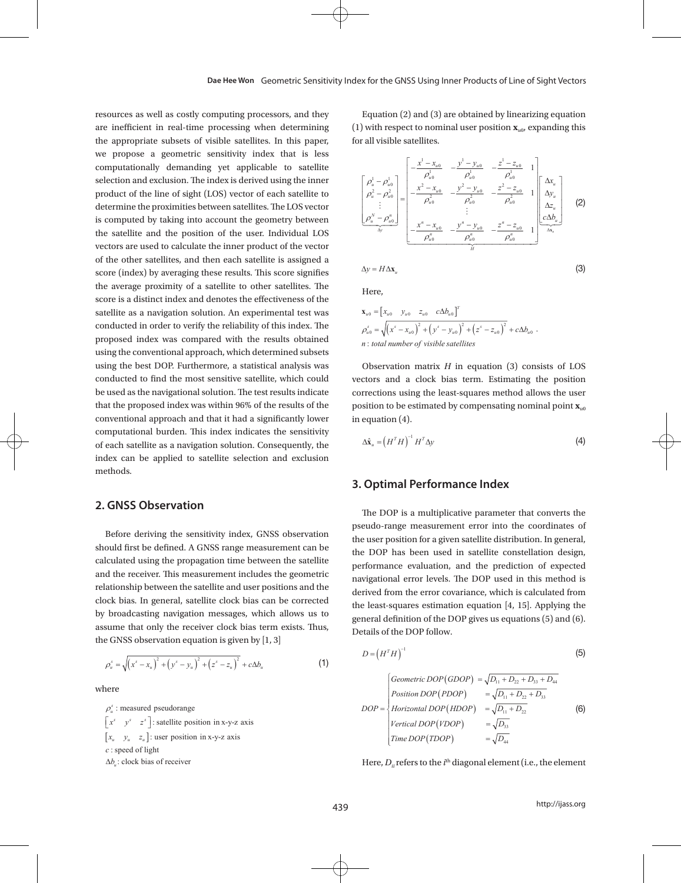resources as well as costly computing processors, and they are inefficient in real-time processing when determining the appropriate subsets of visible satellites. In this paper, we propose a geometric sensitivity index that is less computationally demanding yet applicable to satellite selection and exclusion. The index is derived using the inner product of the line of sight (LOS) vector of each satellite to determine the proximities between satellites. The LOS vector is computed by taking into account the geometry between the satellite and the position of the user. Individual LOS vectors are used to calculate the inner product of the vector of the other satellites, and then each satellite is assigned a score (index) by averaging these results. This score signifies the average proximity of a satellite to other satellites. The score is a distinct index and denotes the effectiveness of the satellite as a navigation solution. An experimental test was conducted in order to verify the reliability of this index. The proposed index was compared with the results obtained using the conventional approach, which determined subsets using the best DOP. Furthermore, a statistical analysis was conducted to find the most sensitive satellite, which could be used as the navigational solution. The test results indicate that the proposed index was within 96% of the results of the conventional approach and that it had a significantly lower computational burden. This index indicates the sensitivity of each satellite as a navigation solution. Consequently, the index can be applied to satellite selection and exclusion methods.

## 2. GNSS Observation

Before deriving the sensitivity index, GNSS observation should first be defined. A GNSS range measurement can be calculated using the propagation time between the satellite and the receiver. This measurement includes the geometric relationship between the satellite and user positions and the clock bias. In general, satellite clock bias can be corrected by broadcasting navigation messages, which allows us to assume that only the receiver clock bias term exists. Thus, the GNSS observation equation is given by [1, 3]

$$\rho_u^s = \sqrt{\left(x^s - x_u\right)^2 + \left(y^s - y_u\right)^2 + \left(z^s - z_u\right)^2} + c\Delta b_u \tag{1}$$

where

$\rho_u^s$ : measured pseudorange

$\begin{bmatrix} x^s & y^s & z^s \end{bmatrix}$ : satellite position in x-y-z axis

$\begin{bmatrix} x_u & y_u & z_u \end{bmatrix}$ : user position in x-y-z axis

$c$ : speed of light

$\Delta b_u$ : clock bias of receiver

Equation (2) and (3) are obtained by linearizing equation (1) with respect to nominal user position $\mathbf{x}_{u0}$, expanding this for all visible satellites.

$$\underbrace{\begin{bmatrix} \rho_u^1 - \rho_{u0}^1 \\ \rho_u^2 - \rho_{u0}^2 \\ \vdots \\ \rho_u^N - \rho_{u0}^n \end{bmatrix}}_{\Delta y} = \underbrace{\begin{bmatrix} -\dfrac{x^1 - x_{u0}}{\rho_{u0}^1} & -\dfrac{y^1 - y_{u0}}{\rho_{u0}^1} & -\dfrac{z^1 - z_{u0}}{\rho_{u0}^1} & 1 \\ -\dfrac{x^2 - x_{u0}}{\rho_{u0}^2} & -\dfrac{y^2 - y_{u0}}{\rho_{u0}^2} & -\dfrac{z^2 - z_{u0}}{\rho_{u0}^2} & 1 \\ & \vdots & & \\ -\dfrac{x^n - x_{u0}}{\rho_{u0}^n} & -\dfrac{y^n - y_{u0}}{\rho_{u0}^n} & -\dfrac{z^n - z_{u0}}{\rho_{u0}^n} & 1 \end{bmatrix}}_{H} \underbrace{\begin{bmatrix} \Delta x_u \\ \Delta y_u \\ \Delta z_u \\ c\Delta b_u \end{bmatrix}}_{\Delta \mathbf{x}_u} \tag{2}$$

$$\Delta y = H \Delta \mathbf{x}_u \tag{3}$$

Here,

$\mathbf{x}_{u0} = \begin{bmatrix} x_{u0} & y_{u0} & z_{u0} & c\Delta b_{u0} \end{bmatrix}^T$

$\rho_{u0}^s = \sqrt{\left(x^s - x_{u0}\right)^2 + \left(y^s - y_{u0}\right)^2 + \left(z^s - z_{u0}\right)^2} + c\Delta b_{u0}$ .

$n$ : *total number of visible satellites*

Observation matrix $H$ in equation (3) consists of LOS vectors and a clock bias term. Estimating the position corrections using the least-squares method allows the user position to be estimated by compensating nominal point $\mathbf{x}_{u0}$ in equation (4).

$$\Delta \hat{\mathbf{x}}_u = \left(H^T H\right)^{-1} H^T \Delta y \tag{4}$$

## 3. Optimal Performance Index

The DOP is a multiplicative parameter that converts the pseudo-range measurement error into the coordinates of the user position for a given satellite distribution. In general, the DOP has been used in satellite constellation design, performance evaluation, and the prediction of expected navigational error levels. The DOP used in this method is derived from the error covariance, which is calculated from the least-squares estimation equation [4, 15]. Applying the general definition of the DOP gives us equations (5) and (6). Details of the DOP follow.

$$D = \left(H^T H\right)^{-1} \tag{5}$$

$$DOP = \begin{cases} Geometric\ DOP\left(GDOP\right) & = \sqrt{D_{11} + D_{22} + D_{33} + D_{44}} \\ Position\ DOP\left(PDOP\right) & = \sqrt{D_{11} + D_{22} + D_{33}} \\ Horizontal\ DOP\left(HDOP\right) & = \sqrt{D_{11} + D_{22}} \\ Vertical\ DOP\left(VDOP\right) & = \sqrt{D_{33}} \\ Time\ DOP\left(TDOP\right) & = \sqrt{D_{44}} \end{cases} \tag{6}$$

Here, $D_{ii}$ refers to the $i^{\text{th}}$ diagonal element (i.e., the element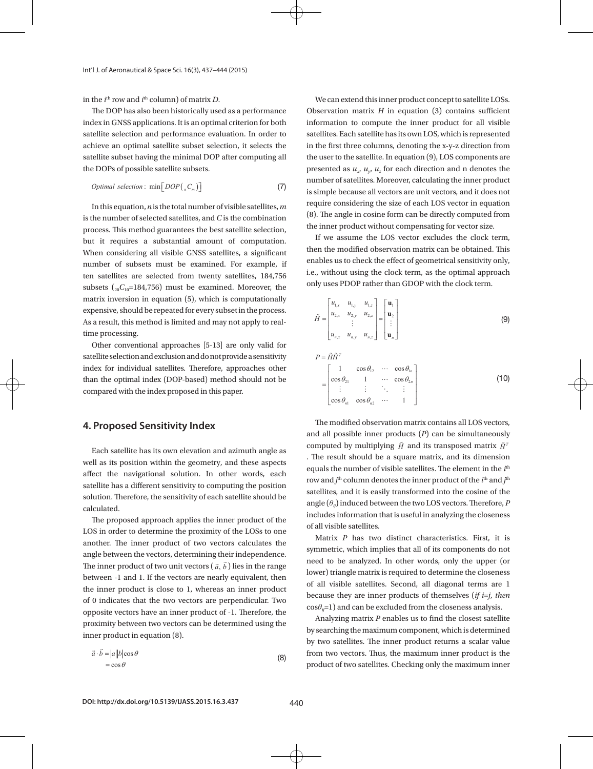in the $i^{th}$ row and $i^{th}$ column) of matrix $D$.

The DOP has also been historically used as a performance index in GNSS applications. It is an optimal criterion for both satellite selection and performance evaluation. In order to achieve an optimal satellite subset selection, it selects the satellite subset having the minimal DOP after computing all the DOPs of possible satellite subsets.

$$\textit{Optimal selection}: \ \min\left[DOP\left({}_{n}C_{m}\right)\right] \tag{7}$$

In this equation, $n$ is the total number of visible satellites, $m$ is the number of selected satellites, and $C$ is the combination process. This method guarantees the best satellite selection, but it requires a substantial amount of computation. When considering all visible GNSS satellites, a significant number of subsets must be examined. For example, if ten satellites are selected from twenty satellites, 184,756 subsets (${}_{20}C_{10}$=184,756) must be examined. Moreover, the matrix inversion in equation (5), which is computationally expensive, should be repeated for every subset in the process. As a result, this method is limited and may not apply to real-time processing.

Other conventional approaches [5-13] are only valid for satellite selection and exclusion and do not provide a sensitivity index for individual satellites. Therefore, approaches other than the optimal index (DOP-based) method should not be compared with the index proposed in this paper.

## 4. Proposed Sensitivity Index

Each satellite has its own elevation and azimuth angle as well as its position within the geometry, and these aspects affect the navigational solution. In other words, each satellite has a different sensitivity to computing the position solution. Therefore, the sensitivity of each satellite should be calculated.

The proposed approach applies the inner product of the LOS in order to determine the proximity of the LOSs to one another. The inner product of two vectors calculates the angle between the vectors, determining their independence. The inner product of two unit vectors ($\vec{a}$, $\vec{b}$) lies in the range between -1 and 1. If the vectors are nearly equivalent, then the inner product is close to 1, whereas an inner product of 0 indicates that the two vectors are perpendicular. Two opposite vectors have an inner product of -1. Therefore, the proximity between two vectors can be determined using the inner product in equation (8).

$$\begin{aligned}\vec{a}\cdot\vec{b} &= |a||b|\cos\theta \\ &= \cos\theta\end{aligned} \tag{8}$$

We can extend this inner product concept to satellite LOSs. Observation matrix $H$ in equation (3) contains sufficient information to compute the inner product for all visible satellites. Each satellite has its own LOS, which is represented in the first three columns, denoting the x-y-z direction from the user to the satellite. In equation (9), LOS components are presented as $u_x$, $u_y$, $u_z$ for each direction and n denotes the number of satellites. Moreover, calculating the inner product is simple because all vectors are unit vectors, and it does not require considering the size of each LOS vector in equation (8). The angle in cosine form can be directly computed from the inner product without compensating for vector size.

If we assume the LOS vector excludes the clock term, then the modified observation matrix can be obtained. This enables us to check the effect of geometrical sensitivity only, i.e., without using the clock term, as the optimal approach only uses PDOP rather than GDOP with the clock term.

$$\tilde{H} = \begin{bmatrix} u_{1,x} & u_{1,y} & u_{1,z} \\ u_{2,x} & u_{2,y} & u_{2,z} \\ & \vdots & \\ u_{n,x} & u_{n,y} & u_{n,z} \end{bmatrix} = \begin{bmatrix} \mathbf{u}_1 \\ \mathbf{u}_2 \\ \vdots \\ \mathbf{u}_n \end{bmatrix} \tag{9}$$

$$\begin{aligned} P &= \tilde{H}\tilde{H}^T \\ &= \begin{bmatrix} 1 & \cos\theta_{12} & \cdots & \cos\theta_{1n} \\ \cos\theta_{21} & 1 & \cdots & \cos\theta_{2n} \\ \vdots & \vdots & \ddots & \vdots \\ \cos\theta_{n1} & \cos\theta_{n2} & \cdots & 1 \end{bmatrix} \end{aligned} \tag{10}$$

The modified observation matrix contains all LOS vectors, and all possible inner products ($P$) can be simultaneously computed by multiplying $\tilde{H}$ and its transposed matrix $\tilde{H}^T$. The result should be a square matrix, and its dimension equals the number of visible satellites. The element in the $i^{th}$ row and $j^{th}$ column denotes the inner product of the $i^{th}$ and $j^{th}$ satellites, and it is easily transformed into the cosine of the angle ($\theta_{ij}$) induced between the two LOS vectors. Therefore, $P$ includes information that is useful in analyzing the closeness of all visible satellites.

Matrix $P$ has two distinct characteristics. First, it is symmetric, which implies that all of its components do not need to be analyzed. In other words, only the upper (or lower) triangle matrix is required to determine the closeness of all visible satellites. Second, all diagonal terms are 1 because they are inner products of themselves (*if* $i$=$j$, *then* $\cos\theta_{ij}$=1) and can be excluded from the closeness analysis.

Analyzing matrix $P$ enables us to find the closest satellite by searching the maximum component, which is determined by two satellites. The inner product returns a scalar value from two vectors. Thus, the maximum inner product is the product of two satellites. Checking only the maximum inner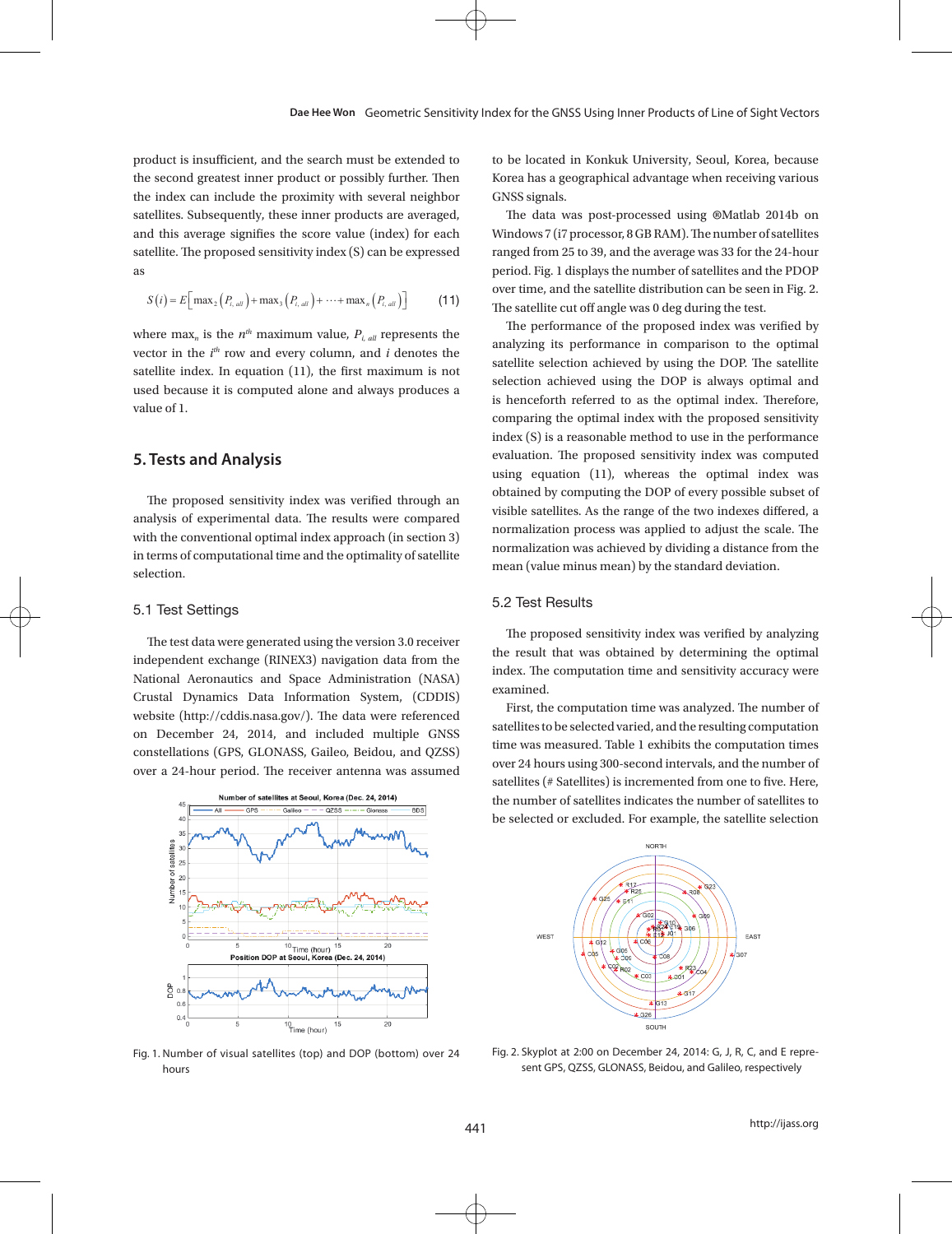product is insufficient, and the search must be extended to the second greatest inner product or possibly further. Then the index can include the proximity with several neighbor satellites. Subsequently, these inner products are averaged, and this average signifies the score value (index) for each satellite. The proposed sensitivity index (S) can be expressed as

$$S(i) = E\left[\max_2\left(P_{i,\,all}\right) + \max_3\left(P_{i,\,all}\right) + \cdots + \max_n\left(P_{i,\,all}\right)\right] \tag{11}$$

where $\max_n$ is the $n^{th}$ maximum value, $P_{i,\,all}$ represents the vector in the $i^{th}$ row and every column, and $i$ denotes the satellite index. In equation (11), the first maximum is not used because it is computed alone and always produces a value of 1.

## 5. Tests and Analysis

The proposed sensitivity index was verified through an analysis of experimental data. The results were compared with the conventional optimal index approach (in section 3) in terms of computational time and the optimality of satellite selection.

### 5.1 Test Settings

The test data were generated using the version 3.0 receiver independent exchange (RINEX3) navigation data from the National Aeronautics and Space Administration (NASA) Crustal Dynamics Data Information System, (CDDIS) website (http://cddis.nasa.gov/). The data were referenced on December 24, 2014, and included multiple GNSS constellations (GPS, GLONASS, Galieo, Beidou, and QZSS) over a 24-hour period. The receiver antenna was assumed to be located in Konkuk University, Seoul, Korea, because Korea has a geographical advantage when receiving various GNSS signals.

The data was post-processed using ®Matlab 2014b on Windows 7 (i7 processor, 8 GB RAM). The number of satellites ranged from 25 to 39, and the average was 33 for the 24-hour period. Fig. 1 displays the number of satellites and the PDOP over time, and the satellite distribution can be seen in Fig. 2. The satellite cut off angle was 0 deg during the test.

The performance of the proposed index was verified by analyzing its performance in comparison to the optimal satellite selection achieved by using the DOP. The satellite selection achieved using the DOP is always optimal and is henceforth referred to as the optimal index. Therefore, comparing the optimal index with the proposed sensitivity index (S) is a reasonable method to use in the performance evaluation. The proposed sensitivity index was computed using equation (11), whereas the optimal index was obtained by computing the DOP of every possible subset of visible satellites. As the range of the two indexes differed, a normalization process was applied to adjust the scale. The normalization was achieved by dividing a distance from the mean (value minus mean) by the standard deviation.

Fig. 1. Number of visual satellites (top) and DOP (bottom) over 24 hours

### 5.2 Test Results

The proposed sensitivity index was verified by analyzing the result that was obtained by determining the optimal index. The computation time and sensitivity accuracy were examined.

First, the computation time was analyzed. The number of satellites to be selected varied, and the resulting computation time was measured. Table 1 exhibits the computation times over 24 hours using 300-second intervals, and the number of satellites (# Satellites) is incremented from one to five. Here, the number of satellites indicates the number of satellites to be selected or excluded. For example, the satellite selection

Fig. 2. Skyplot at 2:00 on December 24, 2014: G, J, R, C, and E represent GPS, QZSS, GLONASS, Beidou, and Galileo, respectively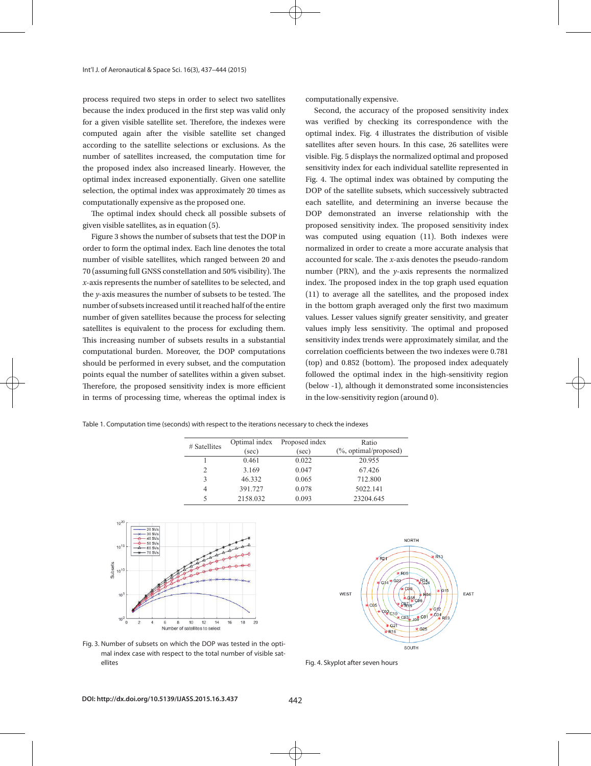process required two steps in order to select two satellites because the index produced in the first step was valid only for a given visible satellite set. Therefore, the indexes were computed again after the visible satellite set changed according to the satellite selections or exclusions. As the number of satellites increased, the computation time for the proposed index also increased linearly. However, the optimal index increased exponentially. Given one satellite selection, the optimal index was approximately 20 times as computationally expensive as the proposed one.

The optimal index should check all possible subsets of given visible satellites, as in equation (5).

Figure 3 shows the number of subsets that test the DOP in order to form the optimal index. Each line denotes the total number of visible satellites, which ranged between 20 and 70 (assuming full GNSS constellation and 50% visibility). The *x*-axis represents the number of satellites to be selected, and the *y*-axis measures the number of subsets to be tested. The number of subsets increased until it reached half of the entire number of given satellites because the process for selecting satellites is equivalent to the process for excluding them. This increasing number of subsets results in a substantial computational burden. Moreover, the DOP computations should be performed in every subset, and the computation points equal the number of satellites within a given subset. Therefore, the proposed sensitivity index is more efficient in terms of processing time, whereas the optimal index is computationally expensive.

Second, the accuracy of the proposed sensitivity index was verified by checking its correspondence with the optimal index. Fig. 4 illustrates the distribution of visible satellites after seven hours. In this case, 26 satellites were visible. Fig. 5 displays the normalized optimal and proposed sensitivity index for each individual satellite represented in Fig. 4. The optimal index was obtained by computing the DOP of the satellite subsets, which successively subtracted each satellite, and determining an inverse because the DOP demonstrated an inverse relationship with the proposed sensitivity index. The proposed sensitivity index was computed using equation (11). Both indexes were normalized in order to create a more accurate analysis that accounted for scale. The *x*-axis denotes the pseudo-random number (PRN), and the *y*-axis represents the normalized index. The proposed index in the top graph used equation (11) to average all the satellites, and the proposed index in the bottom graph averaged only the first two maximum values. Lesser values signify greater sensitivity, and greater values imply less sensitivity. The optimal and proposed sensitivity index trends were approximately similar, and the correlation coefficients between the two indexes were 0.781 (top) and 0.852 (bottom). The proposed index adequately followed the optimal index in the high-sensitivity region (below -1), although it demonstrated some inconsistencies in the low-sensitivity region (around 0).

Table 1. Computation time (seconds) with respect to the iterations necessary to check the indexes

| # Satellites | Optimal index (sec) | Proposed index (sec) | Ratio (%, optimal/proposed) |
|---|---|---|---|
| 1 | 0.461 | 0.022 | 20.955 |
| 2 | 3.169 | 0.047 | 67.426 |
| 3 | 46.332 | 0.065 | 712.800 |
| 4 | 391.727 | 0.078 | 5022.141 |
| 5 | 2158.032 | 0.093 | 23204.645 |

Fig. 3. Number of subsets on which the DOP was tested in the optimal index case with respect to the total number of visible satellites

Fig. 4. Skyplot after seven hours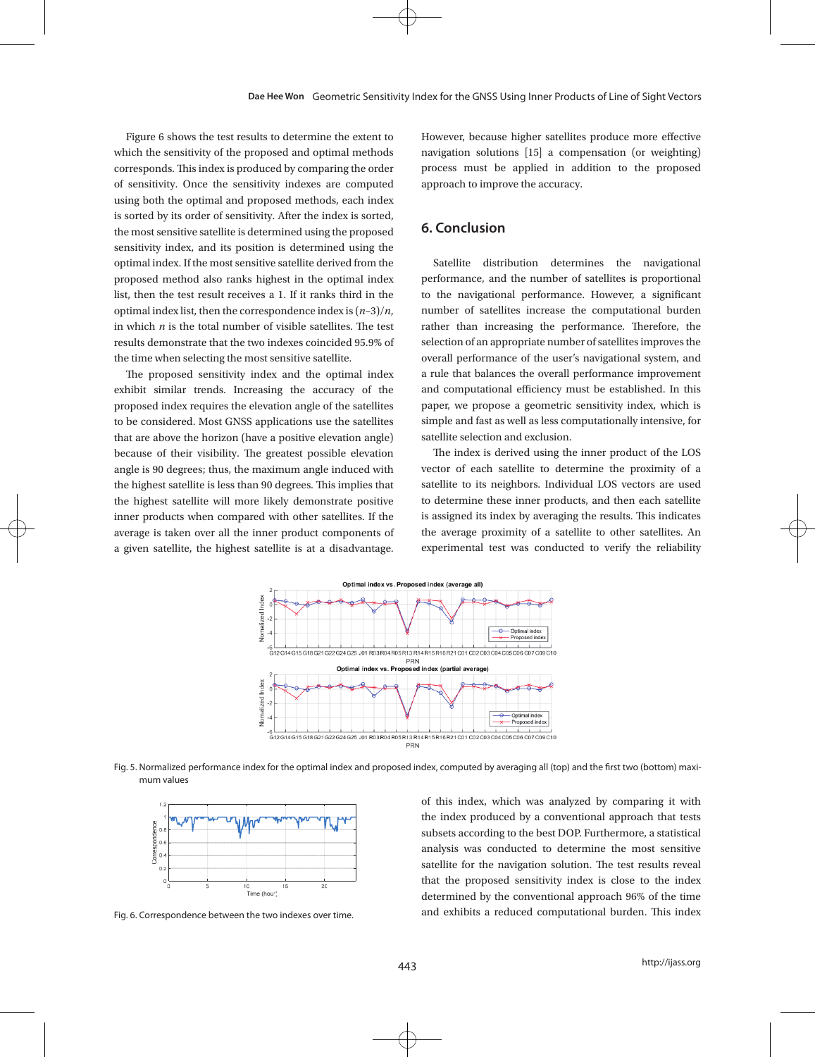Figure 6 shows the test results to determine the extent to which the sensitivity of the proposed and optimal methods corresponds. This index is produced by comparing the order of sensitivity. Once the sensitivity indexes are computed using both the optimal and proposed methods, each index is sorted by its order of sensitivity. After the index is sorted, the most sensitive satellite is determined using the proposed sensitivity index, and its position is determined using the optimal index. If the most sensitive satellite derived from the proposed method also ranks highest in the optimal index list, then the test result receives a 1. If it ranks third in the optimal index list, then the correspondence index is $(n-3)/n$, in which $n$ is the total number of visible satellites. The test results demonstrate that the two indexes coincided 95.9% of the time when selecting the most sensitive satellite.

The proposed sensitivity index and the optimal index exhibit similar trends. Increasing the accuracy of the proposed index requires the elevation angle of the satellites to be considered. Most GNSS applications use the satellites that are above the horizon (have a positive elevation angle) because of their visibility. The greatest possible elevation angle is 90 degrees; thus, the maximum angle induced with the highest satellite is less than 90 degrees. This implies that the highest satellite will more likely demonstrate positive inner products when compared with other satellites. If the average is taken over all the inner product components of a given satellite, the highest satellite is at a disadvantage. However, because higher satellites produce more effective navigation solutions [15] a compensation (or weighting) process must be applied in addition to the proposed approach to improve the accuracy.

Fig. 5. Normalized performance index for the optimal index and proposed index, computed by averaging all (top) and the first two (bottom) maximum values

Fig. 6. Correspondence between the two indexes over time.

## 6. Conclusion

Satellite distribution determines the navigational performance, and the number of satellites is proportional to the navigational performance. However, a significant number of satellites increase the computational burden rather than increasing the performance. Therefore, the selection of an appropriate number of satellites improves the overall performance of the user's navigational system, and a rule that balances the overall performance improvement and computational efficiency must be established. In this paper, we propose a geometric sensitivity index, which is simple and fast as well as less computationally intensive, for satellite selection and exclusion.

The index is derived using the inner product of the LOS vector of each satellite to determine the proximity of a satellite to its neighbors. Individual LOS vectors are used to determine these inner products, and then each satellite is assigned its index by averaging the results. This indicates the average proximity of a satellite to other satellites. An experimental test was conducted to verify the reliability of this index, which was analyzed by comparing it with the index produced by a conventional approach that tests subsets according to the best DOP. Furthermore, a statistical analysis was conducted to determine the most sensitive satellite for the navigation solution. The test results reveal that the proposed sensitivity index is close to the index determined by the conventional approach 96% of the time and exhibits a reduced computational burden. This index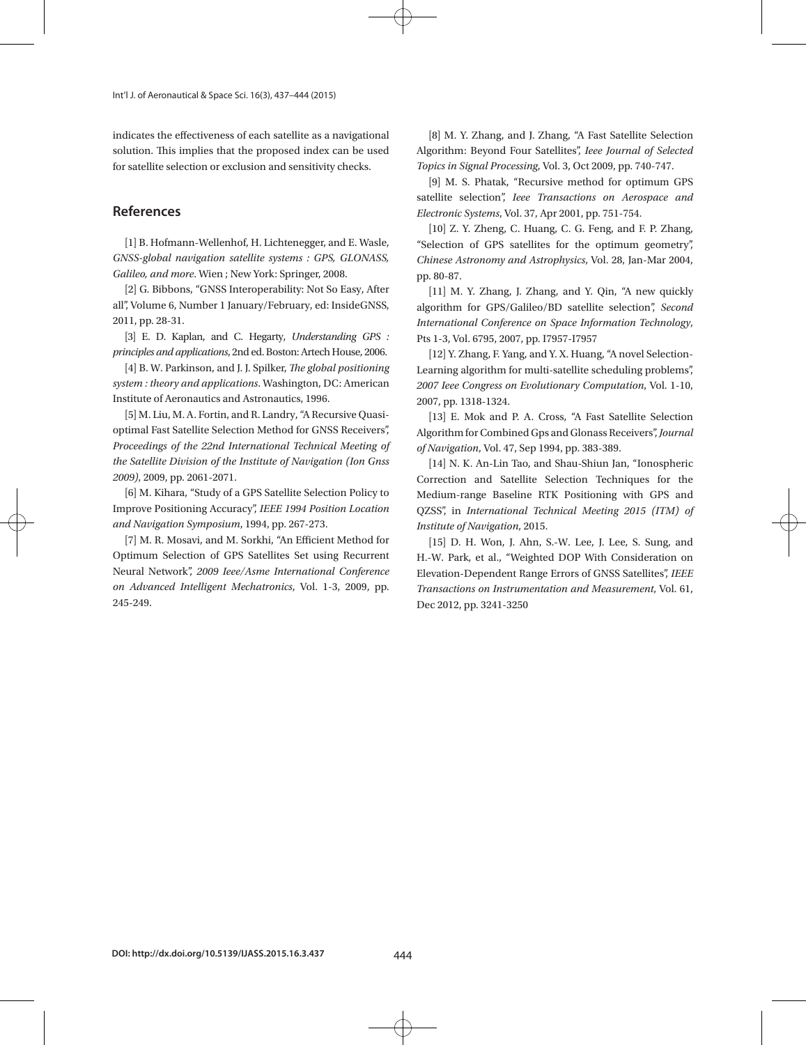indicates the effectiveness of each satellite as a navigational solution. This implies that the proposed index can be used for satellite selection or exclusion and sensitivity checks.

## References

[1] B. Hofmann-Wellenhof, H. Lichtenegger, and E. Wasle, *GNSS-global navigation satellite systems : GPS, GLONASS, Galileo, and more*. Wien ; New York: Springer, 2008.

[2] G. Bibbons, "GNSS Interoperability: Not So Easy, After all", Volume 6, Number 1 January/February, ed: InsideGNSS, 2011, pp. 28-31.

[3] E. D. Kaplan, and C. Hegarty, *Understanding GPS : principles and applications*, 2nd ed. Boston: Artech House, 2006.

[4] B. W. Parkinson, and J. J. Spilker, *The global positioning system : theory and applications*. Washington, DC: American Institute of Aeronautics and Astronautics, 1996.

[5] M. Liu, M. A. Fortin, and R. Landry, "A Recursive Quasi-optimal Fast Satellite Selection Method for GNSS Receivers", *Proceedings of the 22nd International Technical Meeting of the Satellite Division of the Institute of Navigation (Ion Gnss 2009)*, 2009, pp. 2061-2071.

[6] M. Kihara, "Study of a GPS Satellite Selection Policy to Improve Positioning Accuracy", *IEEE 1994 Position Location and Navigation Symposium*, 1994, pp. 267-273.

[7] M. R. Mosavi, and M. Sorkhi, "An Efficient Method for Optimum Selection of GPS Satellites Set using Recurrent Neural Network", *2009 Ieee/Asme International Conference on Advanced Intelligent Mechatronics*, Vol. 1-3, 2009, pp. 245-249.

[8] M. Y. Zhang, and J. Zhang, "A Fast Satellite Selection Algorithm: Beyond Four Satellites", *Ieee Journal of Selected Topics in Signal Processing*, Vol. 3, Oct 2009, pp. 740-747.

[9] M. S. Phatak, "Recursive method for optimum GPS satellite selection", *Ieee Transactions on Aerospace and Electronic Systems*, Vol. 37, Apr 2001, pp. 751-754.

[10] Z. Y. Zheng, C. Huang, C. G. Feng, and F. P. Zhang, "Selection of GPS satellites for the optimum geometry", *Chinese Astronomy and Astrophysics*, Vol. 28, Jan-Mar 2004, pp. 80-87.

[11] M. Y. Zhang, J. Zhang, and Y. Qin, "A new quickly algorithm for GPS/Galileo/BD satellite selection", *Second International Conference on Space Information Technology*, Pts 1-3, Vol. 6795, 2007, pp. I7957-I7957

[12] Y. Zhang, F. Yang, and Y. X. Huang, "A novel Selection-Learning algorithm for multi-satellite scheduling problems", *2007 Ieee Congress on Evolutionary Computation*, Vol. 1-10, 2007, pp. 1318-1324.

[13] E. Mok and P. A. Cross, "A Fast Satellite Selection Algorithm for Combined Gps and Glonass Receivers", *Journal of Navigation*, Vol. 47, Sep 1994, pp. 383-389.

[14] N. K. An-Lin Tao, and Shau-Shiun Jan, "Ionospheric Correction and Satellite Selection Techniques for the Medium-range Baseline RTK Positioning with GPS and QZSS", in *International Technical Meeting 2015 (ITM) of Institute of Navigation*, 2015.

[15] D. H. Won, J. Ahn, S.-W. Lee, J. Lee, S. Sung, and H.-W. Park, et al., "Weighted DOP With Consideration on Elevation-Dependent Range Errors of GNSS Satellites", *IEEE Transactions on Instrumentation and Measurement*, Vol. 61, Dec 2012, pp. 3241-3250